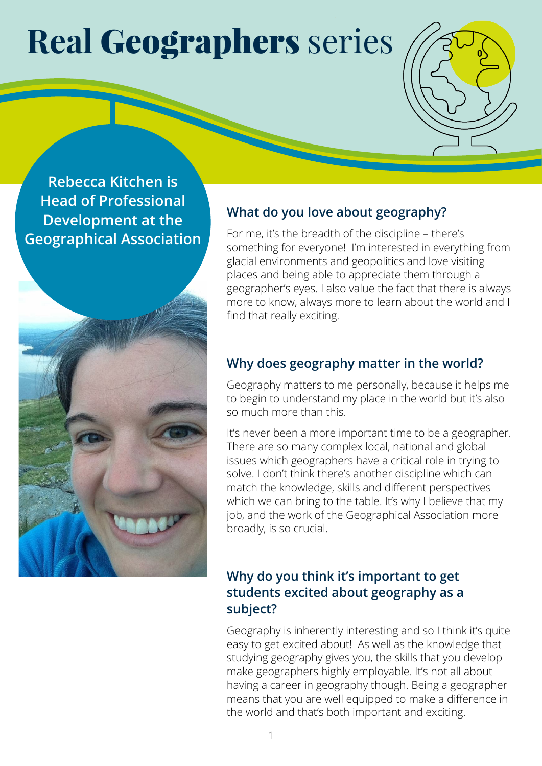# Real Geographers series

**Rebecca Kitchen is Head of Professional Development at the Geographical Association**

## What do you love about geography?

For me, it's the breadth of the discipline – there's something for everyone! I'm interested in everything from glacial environments and geopolitics and love visiting places and being able to appreciate them through a geographer's eyes. I also value the fact that there is always more to know, always more to learn about the world and I find that really exciting.

## Why does geography matter in the world?

Geography matters to me personally, because it helps me to begin to understand my place in the world but it's also so much more than this.

It's never been a more important time to be a geographer. There are so many complex local, national and global issues which geographers have a critical role in trying to solve. I don't think there's another discipline which can match the knowledge, skills and different perspectives which we can bring to the table. It's why I believe that my job, and the work of the Geographical Association more broadly, is so crucial.

## Why do you think it's important to get students excited about geography as a subject?

Geography is inherently interesting and so I think it's quite easy to get excited about! As well as the knowledge that studying geography gives you, the skills that you develop make geographers highly employable. It's not all about having a career in geography though. Being a geographer means that you are well equipped to make a difference in the world and that's both important and exciting.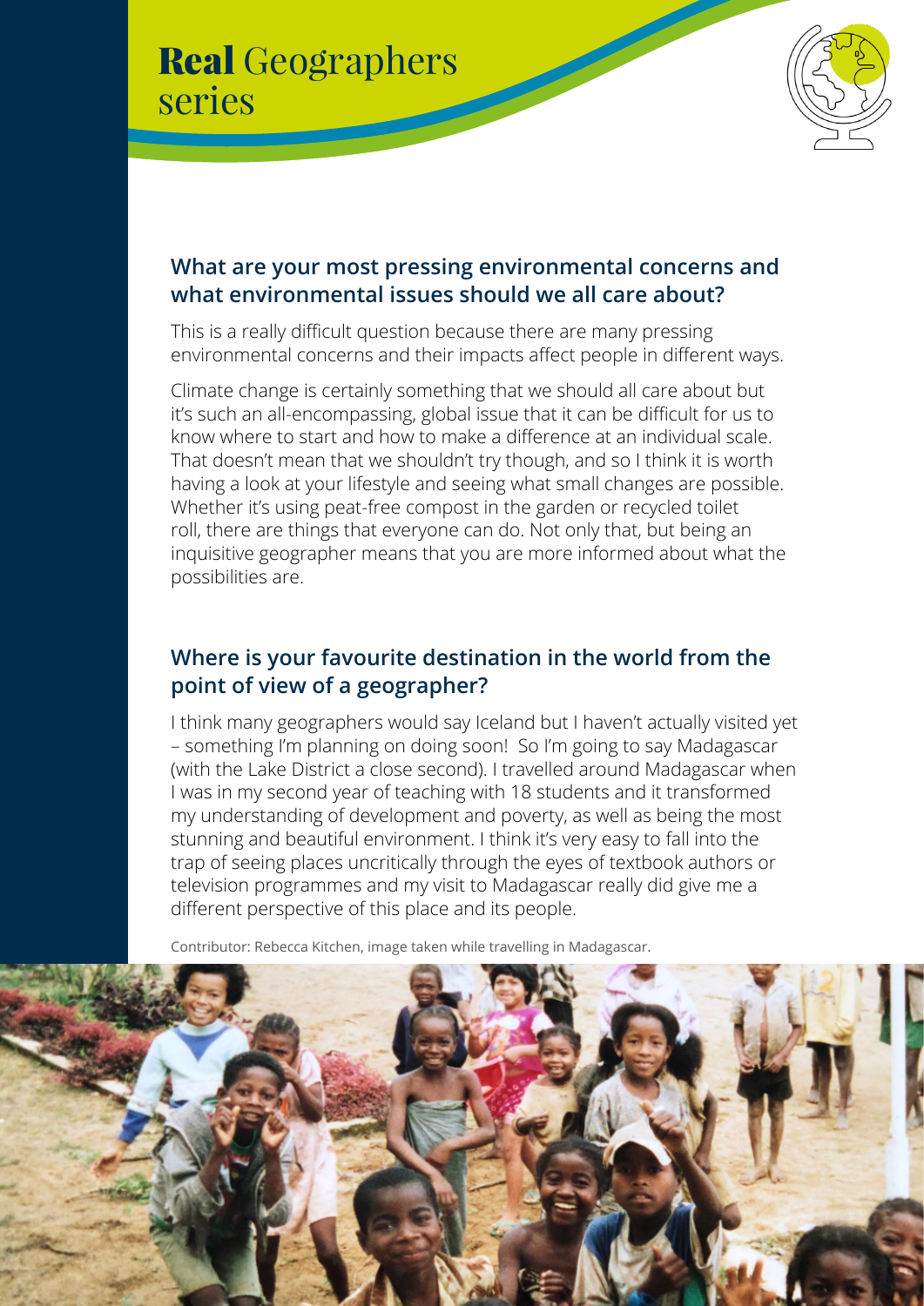## What are your most pressing environmental concerns and what environmental issues should we all care about?

This is a really difficult question because there are many pressing environmental concerns and their impacts affect people in different ways.

Climate change is certainly something that we should all care about but it's such an all-encompassing, global issue that it can be difficult for us to know where to start and how to make a difference at an individual scale. That doesn't mean that we shouldn't try though, and so I think it is worth having a look at your lifestyle and seeing what small changes are possible. Whether it's using peat-free compost in the garden or recycled toilet roll, there are things that everyone can do. Not only that, but being an inquisitive geographer means that you are more informed about what the possibilities are.

## Where is your favourite destination in the world from the point of view of a geographer?

I think many geographers would say Iceland but I haven't actually visited yet – something I'm planning on doing soon! So I'm going to say Madagascar (with the Lake District a close second). I travelled around Madagascar when I was in my second year of teaching with 18 students and it transformed my understanding of development and poverty, as well as being the most stunning and beautiful environment. I think it's very easy to fall into the trap of seeing places uncritically through the eyes of textbook authors or television programmes and my visit to Madagascar really did give me a different perspective of this place and its people.

Contributor: Rebecca Kitchen, image taken while travelling in Madagascar.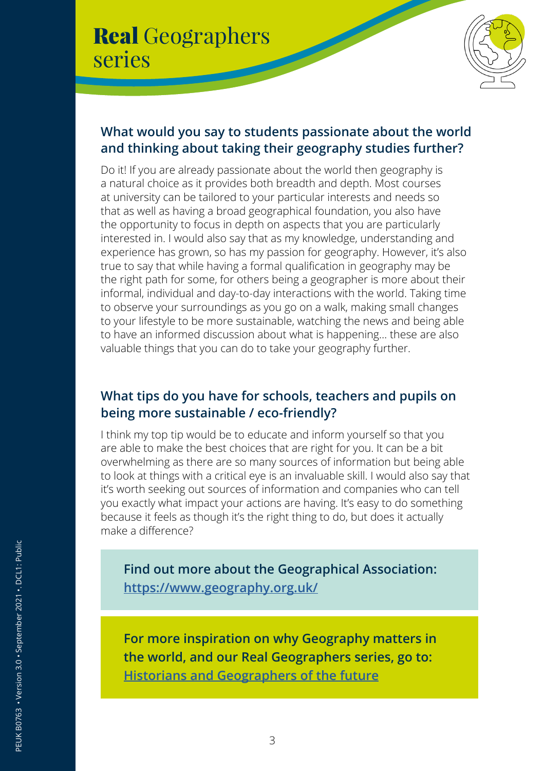# Real Geographers series

## What would you say to students passionate about the world and thinking about taking their geography studies further?

Do it! If you are already passionate about the world then geography is a natural choice as it provides both breadth and depth. Most courses at university can be tailored to your particular interests and needs so that as well as having a broad geographical foundation, you also have the opportunity to focus in depth on aspects that you are particularly interested in. I would also say that as my knowledge, understanding and experience has grown, so has my passion for geography. However, it's also true to say that while having a formal qualification in geography may be the right path for some, for others being a geographer is more about their informal, individual and day-to-day interactions with the world. Taking time to observe your surroundings as you go on a walk, making small changes to your lifestyle to be more sustainable, watching the news and being able to have an informed discussion about what is happening… these are also valuable things that you can do to take your geography further.

## What tips do you have for schools, teachers and pupils on being more sustainable / eco-friendly?

I think my top tip would be to educate and inform yourself so that you are able to make the best choices that are right for you. It can be a bit overwhelming as there are so many sources of information but being able to look at things with a critical eye is an invaluable skill. I would also say that it's worth seeking out sources of information and companies who can tell you exactly what impact your actions are having. It's easy to do something because it feels as though it's the right thing to do, but does it actually make a difference?

**Find out more about the Geographical Association: [https://www.geography.org.uk/](https://www.geography.org.uk/)**

**For more inspiration on why Geography matters in the world, and our Real Geographers series, go to: Historians and Geographers of the future**

PEUK B0763 • Version 3.0 • September 2021 • DCL1: Public